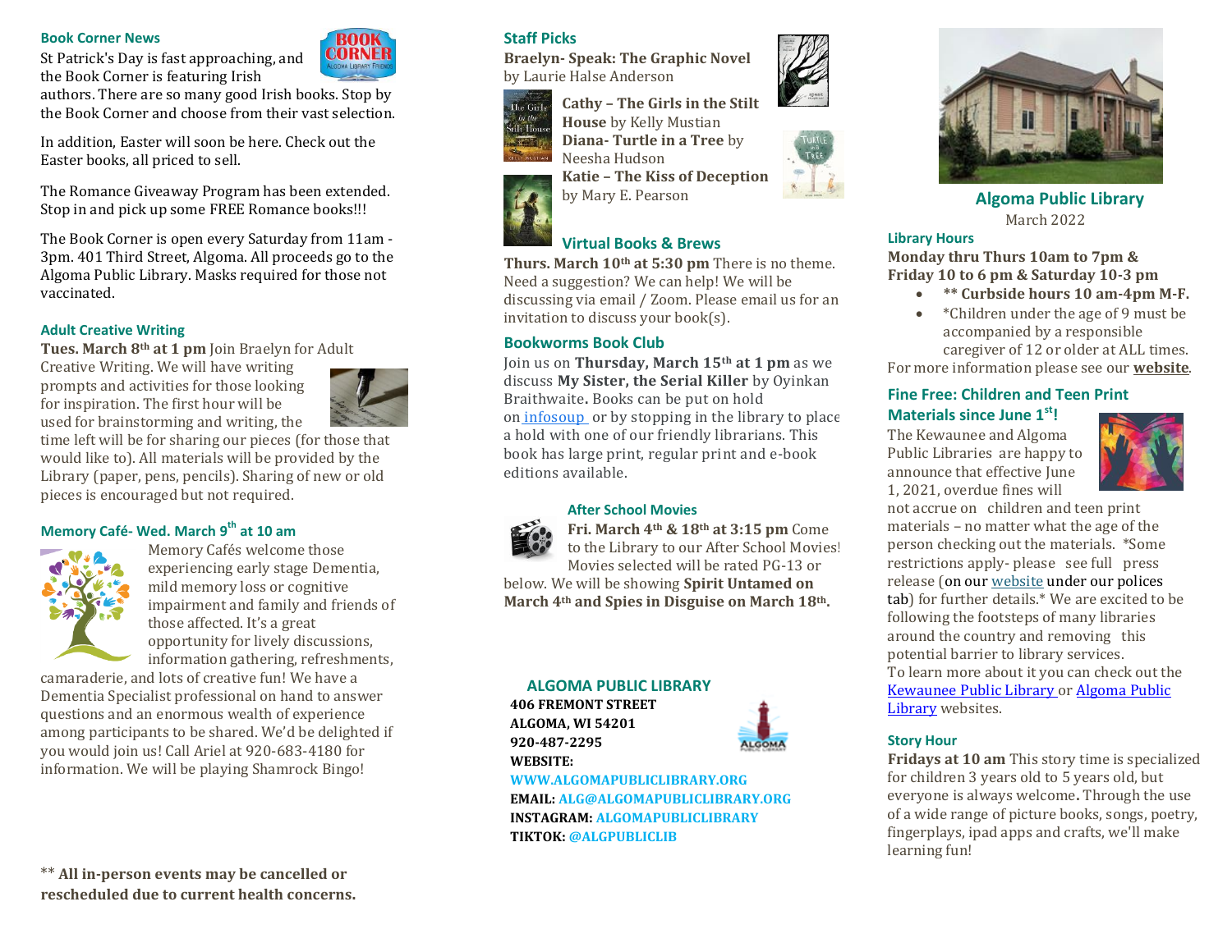## Book Corner News

St Patrick's Day is fast approaching, and the Book Corner is featuring Irish authors. There are so many good Irish books. Stop by the Book Corner and choose from their vast selection.

In addition, Easter will soon be here. Check out the Easter books, all priced to sell.

The Romance Giveaway Program has been extended. Stop in and pick up some FREE Romance books!!!

The Book Corner is open every Saturday from 11am - 3pm. 401 Third Street, Algoma. All proceeds go to the Algoma Public Library. Masks required for those not vaccinated.

## Adult Creative Writing

**Tues. March 8th at 1 pm** Join Braelyn for Adult Creative Writing. We will have writing prompts and activities for those looking for inspiration. The first hour will be used for brainstorming and writing, the time left will be for sharing our pieces (for those that would like to). All materials will be provided by the Library (paper, pens, pencils). Sharing of new or old pieces is encouraged but not required.

## Memory Café- Wed. March 9th at 10 am

Memory Cafés welcome those experiencing early stage Dementia, mild memory loss or cognitive impairment and family and friends of those affected. It's a great opportunity for lively discussions, information gathering, refreshments, camaraderie, and lots of creative fun! We have a Dementia Specialist professional on hand to answer questions and an enormous wealth of experience among participants to be shared. We'd be delighted if you would join us! Call Ariel at 920-683-4180 for information. We will be playing Shamrock Bingo!

** **All in-person events may be cancelled or rescheduled due to current health concerns.**

## Staff Picks

**Braelyn- Speak: The Graphic Novel** by Laurie Halse Anderson

**Cathy – The Girls in the Stilt House** by Kelly Mustian

**Diana- Turtle in a Tree** by Neesha Hudson

**Katie – The Kiss of Deception** by Mary E. Pearson

## Virtual Books & Brews

**Thurs. March 10th at 5:30 pm** There is no theme. Need a suggestion? We can help! We will be discussing via email / Zoom. Please email us for an invitation to discuss your book(s).

## Bookworms Book Club

Join us on **Thursday, March 15th at 1 pm** as we discuss **My Sister, the Serial Killer** by Oyinkan Braithwaite**.** Books can be put on hold on infosoup or by stopping in the library to place a hold with one of our friendly librarians. This book has large print, regular print and e-book editions available.

## After School Movies

**Fri. March 4th & 18th at 3:15 pm** Come to the Library to our After School Movies! Movies selected will be rated PG-13 or below. We will be showing **Spirit Untamed on March 4th and Spies in Disguise on March 18th.**

## ALGOMA PUBLIC LIBRARY

**406 FREMONT STREET**
**ALGOMA, WI 54201**
**920-487-2295**
**WEBSITE:** **WWW.ALGOMAPUBLICLIBRARY.ORG**
**EMAIL:** **ALG@ALGOMAPUBLICLIBRARY.ORG**
**INSTAGRAM:** **ALGOMAPUBLICLIBRARY**
**TIKTOK:** **@ALGPUBLICLIB**

# Algoma Public Library

March 2022

## Library Hours

**Monday thru Thurs 10am to 7pm & Friday 10 to 6 pm & Saturday 10-3 pm**

- **\*\* Curbside hours 10 am-4pm M-F.**
- *Children under the age of 9 must be accompanied by a responsible caregiver of 12 or older at ALL times.

For more information please see our **website**.

## Fine Free: Children and Teen Print Materials since June 1st!

The Kewaunee and Algoma Public Libraries are happy to announce that effective June 1, 2021, overdue fines will not accrue on children and teen print materials – no matter what the age of the person checking out the materials. *Some restrictions apply- please see full press release (on our website under our polices tab) for further details.* We are excited to be following the footsteps of many libraries around the country and removing this potential barrier to library services.
To learn more about it you can check out the Kewaunee Public Library or Algoma Public Library websites.

## Story Hour

**Fridays at 10 am** This story time is specialized for children 3 years old to 5 years old, but everyone is always welcome**.** Through the use of a wide range of picture books, songs, poetry, fingerplays, ipad apps and crafts, we'll make learning fun!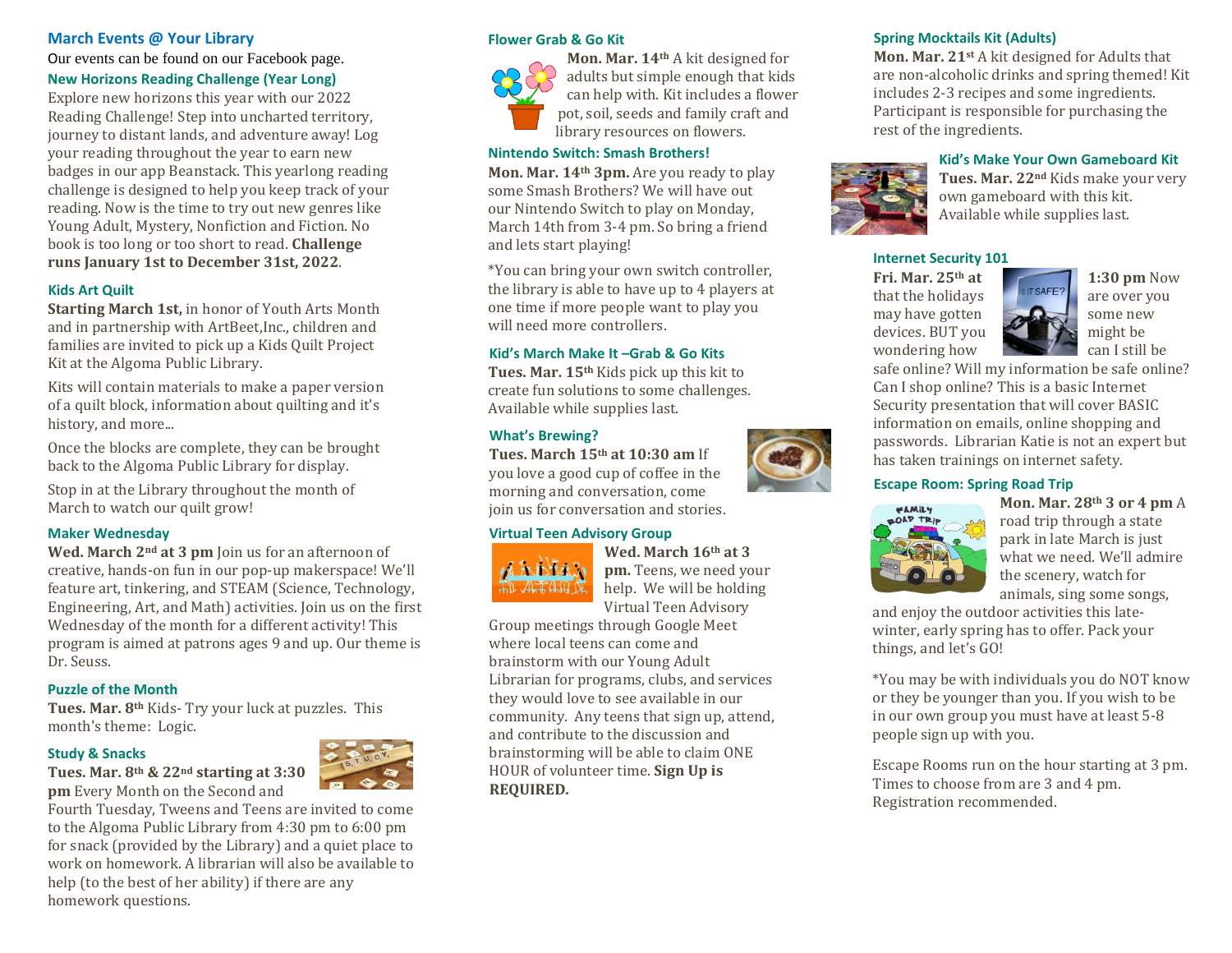## March Events @ Your Library

Our events can be found on our Facebook page.

### New Horizons Reading Challenge (Year Long)

Explore new horizons this year with our 2022 Reading Challenge! Step into uncharted territory, journey to distant lands, and adventure away! Log your reading throughout the year to earn new badges in our app Beanstack. This yearlong reading challenge is designed to help you keep track of your reading. Now is the time to try out new genres like Young Adult, Mystery, Nonfiction and Fiction. No book is too long or too short to read. **Challenge runs January 1st to December 31st, 2022**.

### Kids Art Quilt

**Starting March 1st,** in honor of Youth Arts Month and in partnership with ArtBeet,Inc., children and families are invited to pick up a Kids Quilt Project Kit at the Algoma Public Library.

Kits will contain materials to make a paper version of a quilt block, information about quilting and it's history, and more...

Once the blocks are complete, they can be brought back to the Algoma Public Library for display.

Stop in at the Library throughout the month of March to watch our quilt grow!

### Maker Wednesday

**Wed. March 2nd at 3 pm** Join us for an afternoon of creative, hands-on fun in our pop-up makerspace! We'll feature art, tinkering, and STEAM (Science, Technology, Engineering, Art, and Math) activities. Join us on the first Wednesday of the month for a different activity! This program is aimed at patrons ages 9 and up. Our theme is Dr. Seuss.

### Puzzle of the Month

**Tues. Mar. 8th** Kids- Try your luck at puzzles. This month's theme: Logic.

### Study & Snacks

**Tues. Mar. 8th & 22nd starting at 3:30 pm** Every Month on the Second and Fourth Tuesday, Tweens and Teens are invited to come to the Algoma Public Library from 4:30 pm to 6:00 pm for snack (provided by the Library) and a quiet place to work on homework. A librarian will also be available to help (to the best of her ability) if there are any homework questions.

### Flower Grab & Go Kit

**Mon. Mar. 14th** A kit designed for adults but simple enough that kids can help with. Kit includes a flower pot, soil, seeds and family craft and library resources on flowers.

### Nintendo Switch: Smash Brothers!

**Mon. Mar. 14th 3pm.** Are you ready to play some Smash Brothers? We will have out our Nintendo Switch to play on Monday, March 14th from 3-4 pm. So bring a friend and lets start playing!

*You can bring your own switch controller, the library is able to have up to 4 players at one time if more people want to play you will need more controllers.

### Kid's March Make It –Grab & Go Kits

**Tues. Mar. 15th** Kids pick up this kit to create fun solutions to some challenges. Available while supplies last.

### What's Brewing?

**Tues. March 15th at 10:30 am** If you love a good cup of coffee in the morning and conversation, come join us for conversation and stories.

### Virtual Teen Advisory Group

**Wed. March 16th at 3 pm.** Teens, we need your help. We will be holding Virtual Teen Advisory Group meetings through Google Meet where local teens can come and brainstorm with our Young Adult Librarian for programs, clubs, and services they would love to see available in our community. Any teens that sign up, attend, and contribute to the discussion and brainstorming will be able to claim ONE HOUR of volunteer time. **Sign Up is REQUIRED.**

### Spring Mocktails Kit (Adults)

**Mon. Mar. 21st** A kit designed for Adults that are non-alcoholic drinks and spring themed! Kit includes 2-3 recipes and some ingredients. Participant is responsible for purchasing the rest of the ingredients.

### Kid's Make Your Own Gameboard Kit

**Tues. Mar. 22nd** Kids make your very own gameboard with this kit. Available while supplies last.

### Internet Security 101

**Fri. Mar. 25th at 1:30 pm** Now that the holidays are over you may have gotten some new devices. BUT you might be wondering how can I still be safe online? Will my information be safe online? Can I shop online? This is a basic Internet Security presentation that will cover BASIC information on emails, online shopping and passwords. Librarian Katie is not an expert but has taken trainings on internet safety.

### Escape Room: Spring Road Trip

**Mon. Mar. 28th 3 or 4 pm** A road trip through a state park in late March is just what we need. We'll admire the scenery, watch for animals, sing some songs, and enjoy the outdoor activities this late-winter, early spring has to offer. Pack your things, and let's GO!

*You may be with individuals you do NOT know or they be younger than you. If you wish to be in our own group you must have at least 5-8 people sign up with you.

Escape Rooms run on the hour starting at 3 pm. Times to choose from are 3 and 4 pm. Registration recommended.